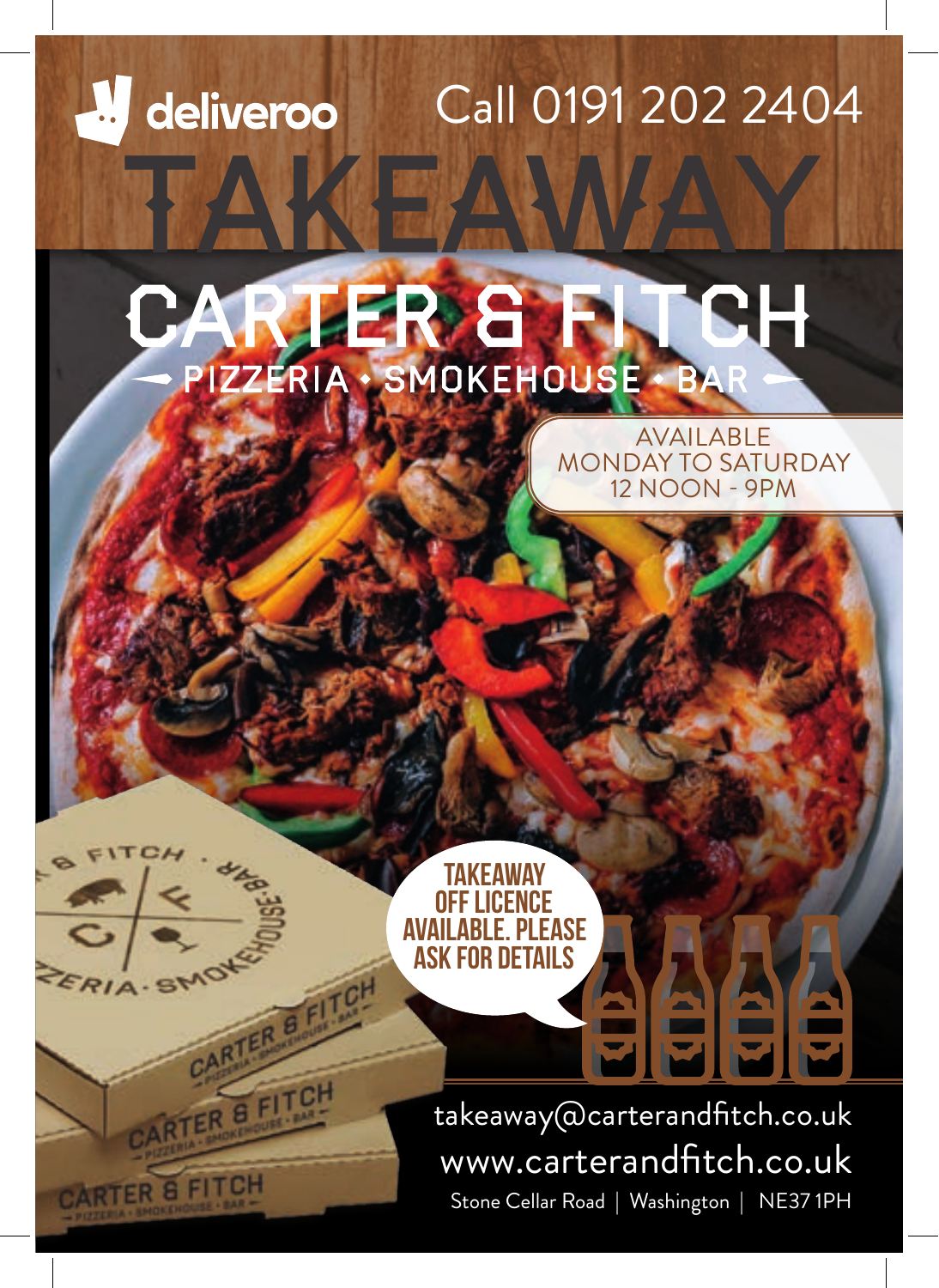deliveroo

Call 0191 202 2404

# TAKEAWAY

# CARTER & FITCH

PIZZERIA • SMOKEHOUSE • BAR

AVAILABLE
MONDAY TO SATURDAY
12 NOON - 9PM

**TAKEAWAY OFF LICENCE AVAILABLE. PLEASE ASK FOR DETAILS**

takeaway@carterandfitch.co.uk

www.carterandfitch.co.uk

Stone Cellar Road | Washington | NE37 1PH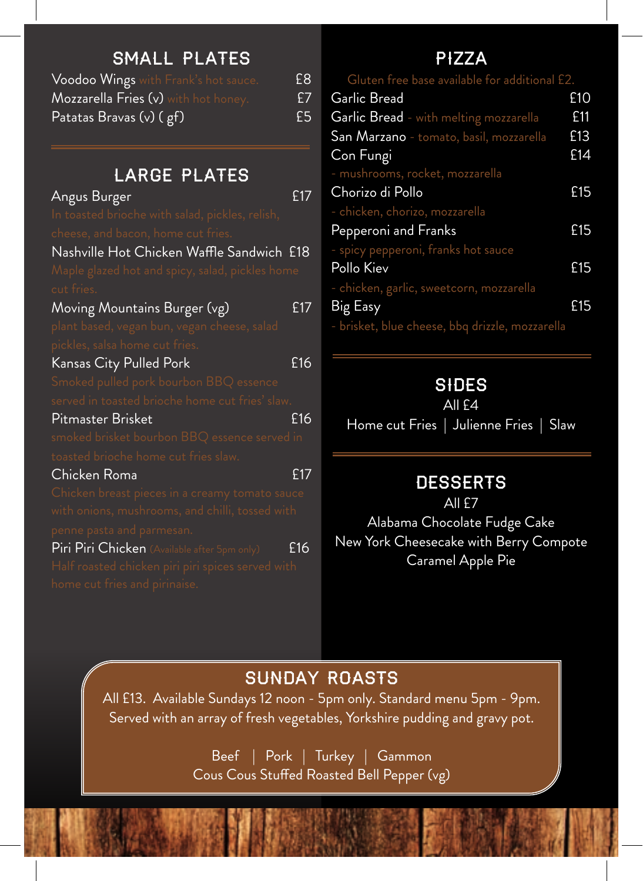## SMALL PLATES

Voodoo Wings with Frank's hot sauce. £8

Mozzarella Fries (v) with hot honey. £7

Patatas Bravas (v) ( gf) £5

## LARGE PLATES

Angus Burger £17
In toasted brioche with salad, pickles, relish, cheese, and bacon, home cut fries.

Nashville Hot Chicken Waffle Sandwich £18
Maple glazed hot and spicy, salad, pickles home cut fries.

Moving Mountains Burger (vg) £17
plant based, vegan bun, vegan cheese, salad pickles, salsa home cut fries.

Kansas City Pulled Pork £16
Smoked pulled pork bourbon BBQ essence served in toasted brioche home cut fries' slaw.

Pitmaster Brisket £16
smoked brisket bourbon BBQ essence served in toasted brioche home cut fries slaw.

Chicken Roma £17
Chicken breast pieces in a creamy tomato sauce with onions, mushrooms, and chilli, tossed with penne pasta and parmesan.

Piri Piri Chicken (Available after 5pm only) £16
Half roasted chicken piri piri spices served with home cut fries and pirinaise.

## PIZZA

Gluten free base available for additional £2.

Garlic Bread £10

Garlic Bread - with melting mozzarella £11

San Marzano - tomato, basil, mozzarella £13

Con Fungi £14
- mushrooms, rocket, mozzarella

Chorizo di Pollo £15
- chicken, chorizo, mozzarella

Pepperoni and Franks £15
- spicy pepperoni, franks hot sauce

Pollo Kiev £15
- chicken, garlic, sweetcorn, mozzarella

Big Easy £15
- brisket, blue cheese, bbq drizzle, mozzarella

## SIDES

All £4

Home cut Fries | Julienne Fries | Slaw

## DESSERTS

All £7

Alabama Chocolate Fudge Cake

New York Cheesecake with Berry Compote

Caramel Apple Pie

## SUNDAY ROASTS

All £13. Available Sundays 12 noon - 5pm only. Standard menu 5pm - 9pm.
Served with an array of fresh vegetables, Yorkshire pudding and gravy pot.

Beef | Pork | Turkey | Gammon

Cous Cous Stuffed Roasted Bell Pepper (vg)